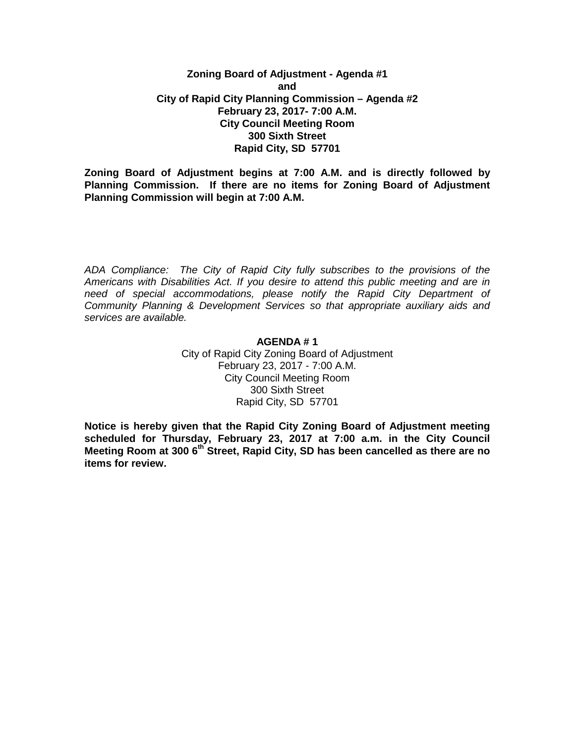**Zoning Board of Adjustment - Agenda #1**
**and**
**City of Rapid City Planning Commission – Agenda #2**
**February 23, 2017- 7:00 A.M.**
**City Council Meeting Room**
**300 Sixth Street**
**Rapid City, SD 57701**

**Zoning Board of Adjustment begins at 7:00 A.M. and is directly followed by Planning Commission. If there are no items for Zoning Board of Adjustment Planning Commission will begin at 7:00 A.M.**

*ADA Compliance: The City of Rapid City fully subscribes to the provisions of the Americans with Disabilities Act. If you desire to attend this public meeting and are in need of special accommodations, please notify the Rapid City Department of Community Planning & Development Services so that appropriate auxiliary aids and services are available.*

**AGENDA # 1**
City of Rapid City Zoning Board of Adjustment
February 23, 2017 - 7:00 A.M.
City Council Meeting Room
300 Sixth Street
Rapid City, SD 57701

**Notice is hereby given that the Rapid City Zoning Board of Adjustment meeting scheduled for Thursday, February 23, 2017 at 7:00 a.m. in the City Council Meeting Room at 300 6th Street, Rapid City, SD has been cancelled as there are no items for review.**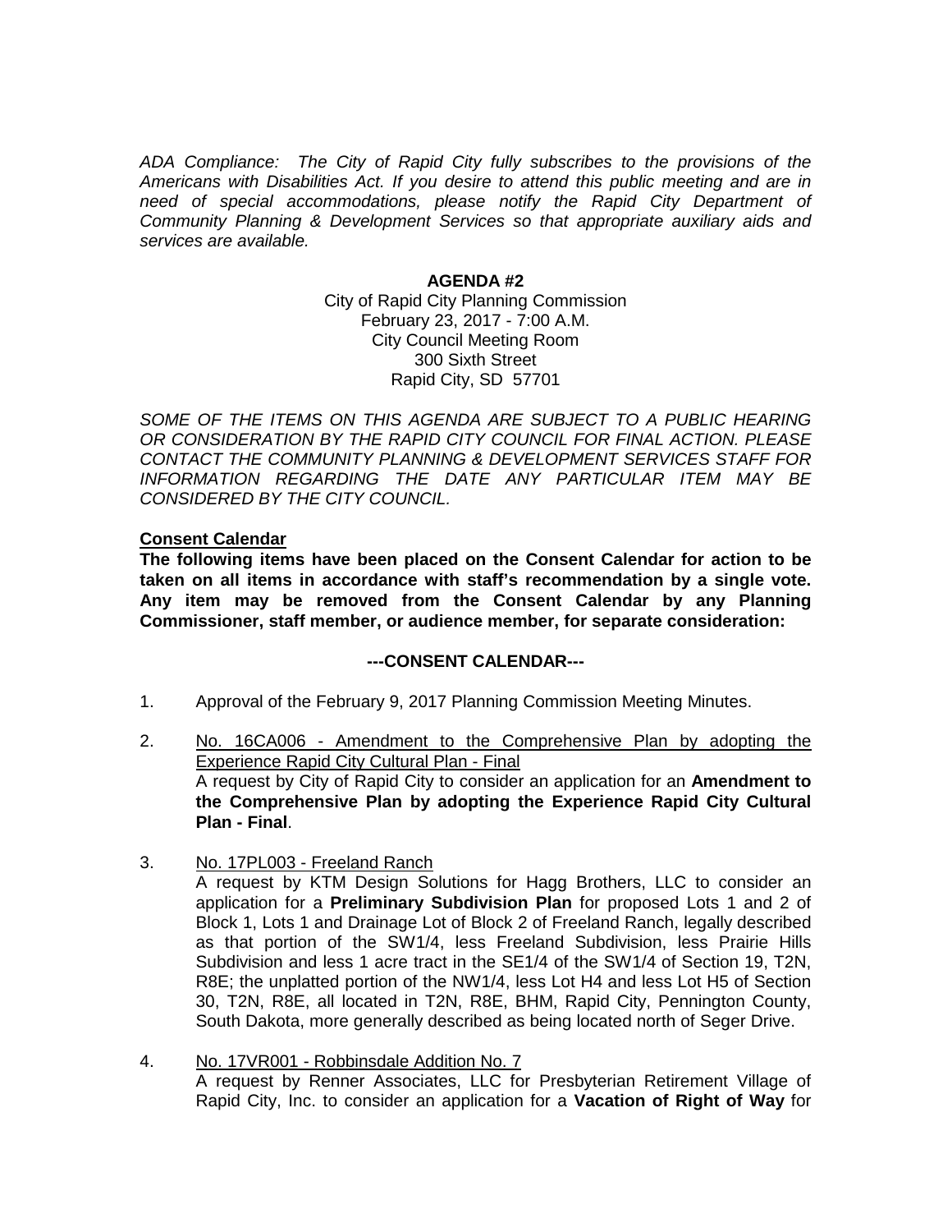*ADA Compliance: The City of Rapid City fully subscribes to the provisions of the Americans with Disabilities Act. If you desire to attend this public meeting and are in need of special accommodations, please notify the Rapid City Department of Community Planning & Development Services so that appropriate auxiliary aids and services are available.*

**AGENDA #2**

City of Rapid City Planning Commission
February 23, 2017 - 7:00 A.M.
City Council Meeting Room
300 Sixth Street
Rapid City, SD 57701

*SOME OF THE ITEMS ON THIS AGENDA ARE SUBJECT TO A PUBLIC HEARING OR CONSIDERATION BY THE RAPID CITY COUNCIL FOR FINAL ACTION. PLEASE CONTACT THE COMMUNITY PLANNING & DEVELOPMENT SERVICES STAFF FOR INFORMATION REGARDING THE DATE ANY PARTICULAR ITEM MAY BE CONSIDERED BY THE CITY COUNCIL.*

**Consent Calendar**

**The following items have been placed on the Consent Calendar for action to be taken on all items in accordance with staff's recommendation by a single vote. Any item may be removed from the Consent Calendar by any Planning Commissioner, staff member, or audience member, for separate consideration:**

**---CONSENT CALENDAR---**

1. Approval of the February 9, 2017 Planning Commission Meeting Minutes.

2. No. 16CA006 - Amendment to the Comprehensive Plan by adopting the Experience Rapid City Cultural Plan - Final
   A request by City of Rapid City to consider an application for an **Amendment to the Comprehensive Plan by adopting the Experience Rapid City Cultural Plan - Final**.

3. No. 17PL003 - Freeland Ranch
   A request by KTM Design Solutions for Hagg Brothers, LLC to consider an application for a **Preliminary Subdivision Plan** for proposed Lots 1 and 2 of Block 1, Lots 1 and Drainage Lot of Block 2 of Freeland Ranch, legally described as that portion of the SW1/4, less Freeland Subdivision, less Prairie Hills Subdivision and less 1 acre tract in the SE1/4 of the SW1/4 of Section 19, T2N, R8E; the unplatted portion of the NW1/4, less Lot H4 and less Lot H5 of Section 30, T2N, R8E, all located in T2N, R8E, BHM, Rapid City, Pennington County, South Dakota, more generally described as being located north of Seger Drive.

4. No. 17VR001 - Robbinsdale Addition No. 7
   A request by Renner Associates, LLC for Presbyterian Retirement Village of Rapid City, Inc. to consider an application for a **Vacation of Right of Way** for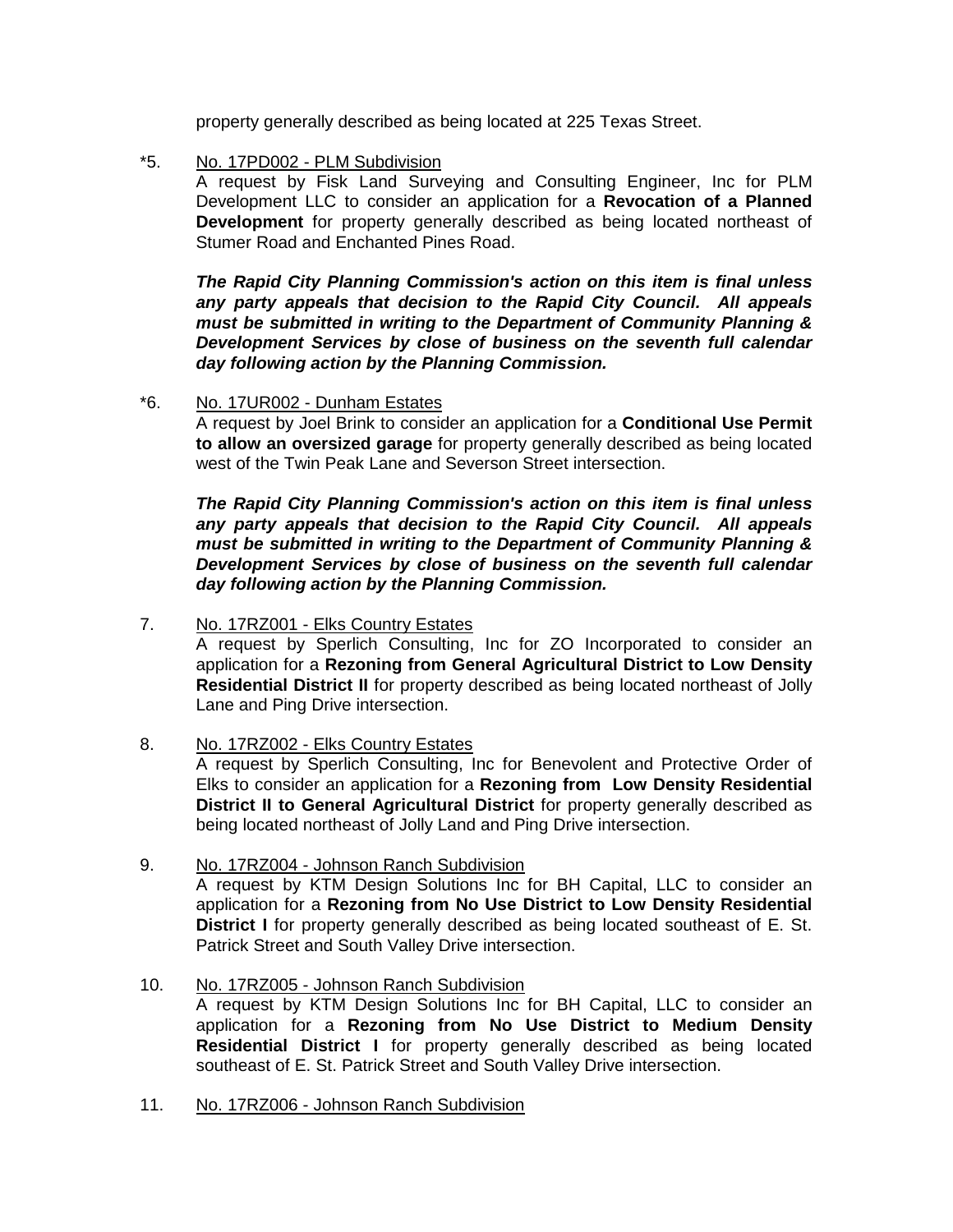property generally described as being located at 225 Texas Street.

*5. No. 17PD002 - PLM Subdivision

A request by Fisk Land Surveying and Consulting Engineer, Inc for PLM Development LLC to consider an application for a **Revocation of a Planned Development** for property generally described as being located northeast of Stumer Road and Enchanted Pines Road.

***The Rapid City Planning Commission's action on this item is final unless any party appeals that decision to the Rapid City Council. All appeals must be submitted in writing to the Department of Community Planning & Development Services by close of business on the seventh full calendar day following action by the Planning Commission.***

*6. No. 17UR002 - Dunham Estates

A request by Joel Brink to consider an application for a **Conditional Use Permit to allow an oversized garage** for property generally described as being located west of the Twin Peak Lane and Severson Street intersection.

***The Rapid City Planning Commission's action on this item is final unless any party appeals that decision to the Rapid City Council. All appeals must be submitted in writing to the Department of Community Planning & Development Services by close of business on the seventh full calendar day following action by the Planning Commission.***

7. No. 17RZ001 - Elks Country Estates

A request by Sperlich Consulting, Inc for ZO Incorporated to consider an application for a **Rezoning from General Agricultural District to Low Density Residential District II** for property described as being located northeast of Jolly Lane and Ping Drive intersection.

8. No. 17RZ002 - Elks Country Estates

A request by Sperlich Consulting, Inc for Benevolent and Protective Order of Elks to consider an application for a **Rezoning from Low Density Residential District II to General Agricultural District** for property generally described as being located northeast of Jolly Land and Ping Drive intersection.

9. No. 17RZ004 - Johnson Ranch Subdivision

A request by KTM Design Solutions Inc for BH Capital, LLC to consider an application for a **Rezoning from No Use District to Low Density Residential District I** for property generally described as being located southeast of E. St. Patrick Street and South Valley Drive intersection.

10. No. 17RZ005 - Johnson Ranch Subdivision

A request by KTM Design Solutions Inc for BH Capital, LLC to consider an application for a **Rezoning from No Use District to Medium Density Residential District I** for property generally described as being located southeast of E. St. Patrick Street and South Valley Drive intersection.

11. No. 17RZ006 - Johnson Ranch Subdivision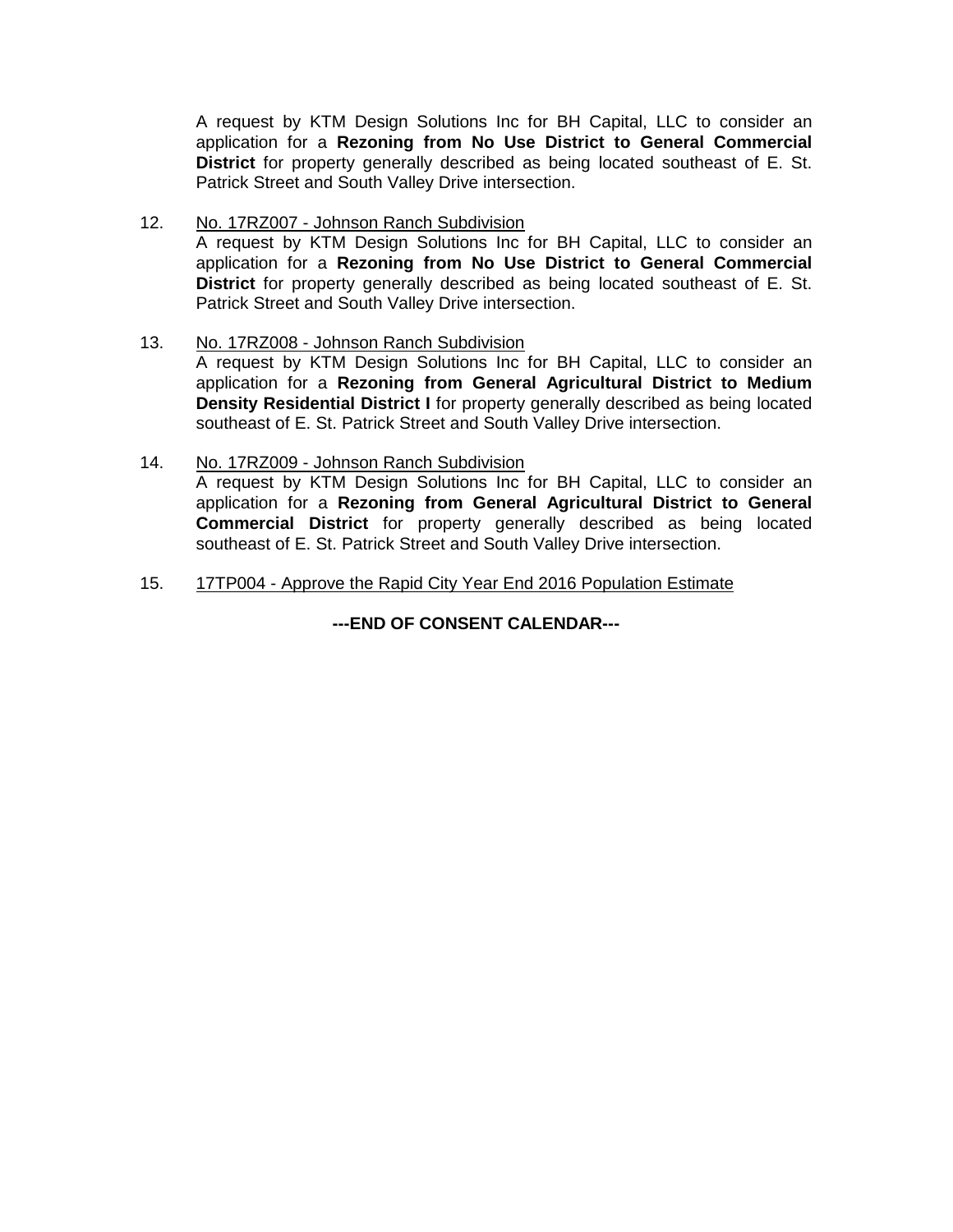A request by KTM Design Solutions Inc for BH Capital, LLC to consider an application for a **Rezoning from No Use District to General Commercial District** for property generally described as being located southeast of E. St. Patrick Street and South Valley Drive intersection.

12. No. 17RZ007 - Johnson Ranch Subdivision
    A request by KTM Design Solutions Inc for BH Capital, LLC to consider an application for a **Rezoning from No Use District to General Commercial District** for property generally described as being located southeast of E. St. Patrick Street and South Valley Drive intersection.

13. No. 17RZ008 - Johnson Ranch Subdivision
    A request by KTM Design Solutions Inc for BH Capital, LLC to consider an application for a **Rezoning from General Agricultural District to Medium Density Residential District I** for property generally described as being located southeast of E. St. Patrick Street and South Valley Drive intersection.

14. No. 17RZ009 - Johnson Ranch Subdivision
    A request by KTM Design Solutions Inc for BH Capital, LLC to consider an application for a **Rezoning from General Agricultural District to General Commercial District** for property generally described as being located southeast of E. St. Patrick Street and South Valley Drive intersection.

15. 17TP004 - Approve the Rapid City Year End 2016 Population Estimate

**---END OF CONSENT CALENDAR---**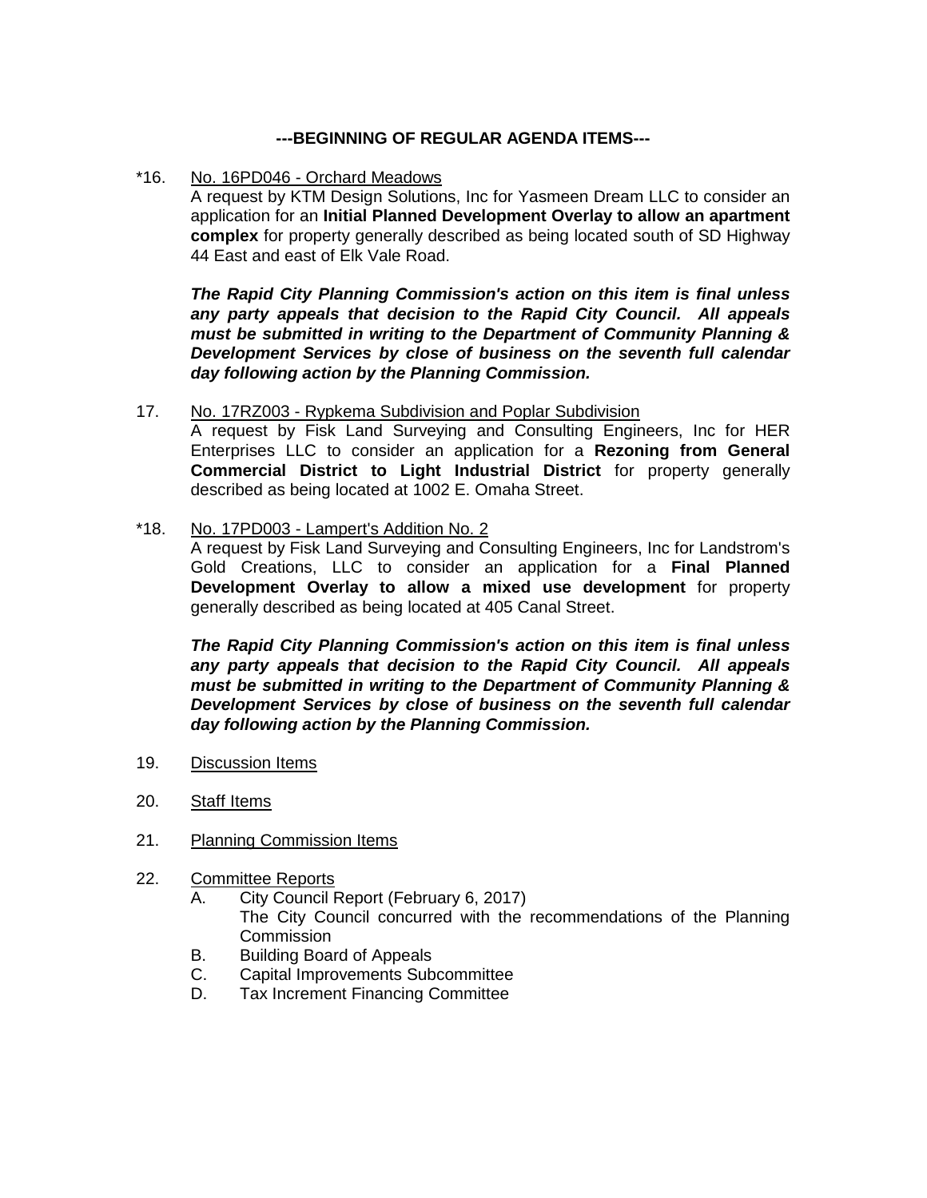**---BEGINNING OF REGULAR AGENDA ITEMS---**

*16. No. 16PD046 - Orchard Meadows

A request by KTM Design Solutions, Inc for Yasmeen Dream LLC to consider an application for an **Initial Planned Development Overlay to allow an apartment complex** for property generally described as being located south of SD Highway 44 East and east of Elk Vale Road.

***The Rapid City Planning Commission's action on this item is final unless any party appeals that decision to the Rapid City Council. All appeals must be submitted in writing to the Department of Community Planning & Development Services by close of business on the seventh full calendar day following action by the Planning Commission.***

17. No. 17RZ003 - Rypkema Subdivision and Poplar Subdivision

A request by Fisk Land Surveying and Consulting Engineers, Inc for HER Enterprises LLC to consider an application for a **Rezoning from General Commercial District to Light Industrial District** for property generally described as being located at 1002 E. Omaha Street.

*18. No. 17PD003 - Lampert's Addition No. 2

A request by Fisk Land Surveying and Consulting Engineers, Inc for Landstrom's Gold Creations, LLC to consider an application for a **Final Planned Development Overlay to allow a mixed use development** for property generally described as being located at 405 Canal Street.

***The Rapid City Planning Commission's action on this item is final unless any party appeals that decision to the Rapid City Council. All appeals must be submitted in writing to the Department of Community Planning & Development Services by close of business on the seventh full calendar day following action by the Planning Commission.***

19. Discussion Items

20. Staff Items

21. Planning Commission Items

22. Committee Reports
    - A. City Council Report (February 6, 2017)
      The City Council concurred with the recommendations of the Planning Commission
    - B. Building Board of Appeals
    - C. Capital Improvements Subcommittee
    - D. Tax Increment Financing Committee